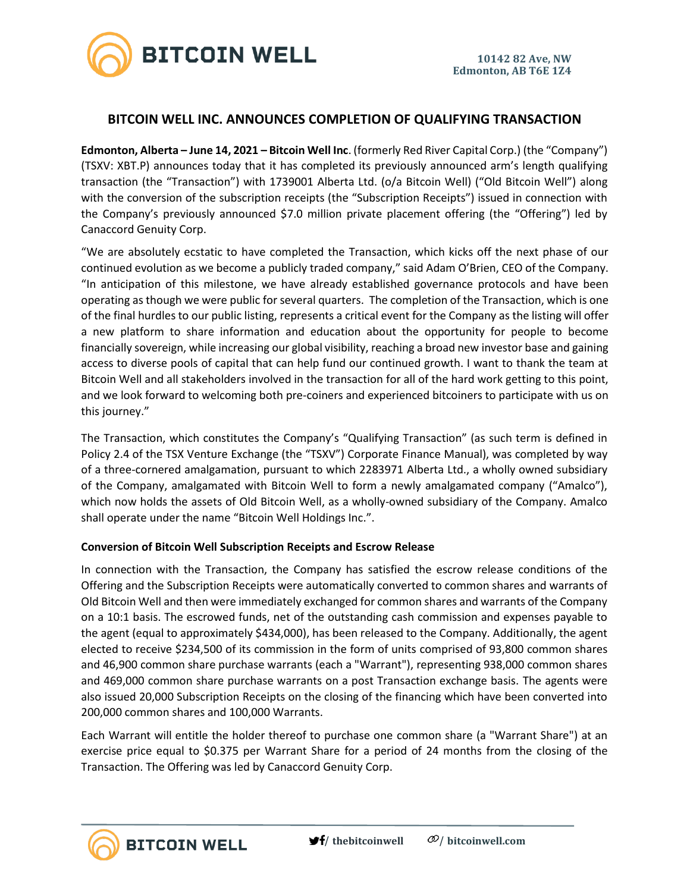BITCOIN WELL

10142 82 Ave, NW
Edmonton, AB T6E 1Z4

# BITCOIN WELL INC. ANNOUNCES COMPLETION OF QUALIFYING TRANSACTION

**Edmonton, Alberta – June 14, 2021 – Bitcoin Well Inc**. (formerly Red River Capital Corp.) (the "Company") (TSXV: XBT.P) announces today that it has completed its previously announced arm's length qualifying transaction (the "Transaction") with 1739001 Alberta Ltd. (o/a Bitcoin Well) ("Old Bitcoin Well") along with the conversion of the subscription receipts (the "Subscription Receipts") issued in connection with the Company's previously announced $7.0 million private placement offering (the "Offering") led by Canaccord Genuity Corp.

"We are absolutely ecstatic to have completed the Transaction, which kicks off the next phase of our continued evolution as we become a publicly traded company," said Adam O'Brien, CEO of the Company. "In anticipation of this milestone, we have already established governance protocols and have been operating as though we were public for several quarters. The completion of the Transaction, which is one of the final hurdles to our public listing, represents a critical event for the Company as the listing will offer a new platform to share information and education about the opportunity for people to become financially sovereign, while increasing our global visibility, reaching a broad new investor base and gaining access to diverse pools of capital that can help fund our continued growth. I want to thank the team at Bitcoin Well and all stakeholders involved in the transaction for all of the hard work getting to this point, and we look forward to welcoming both pre-coiners and experienced bitcoiners to participate with us on this journey."

The Transaction, which constitutes the Company's "Qualifying Transaction" (as such term is defined in Policy 2.4 of the TSX Venture Exchange (the "TSXV") Corporate Finance Manual), was completed by way of a three-cornered amalgamation, pursuant to which 2283971 Alberta Ltd., a wholly owned subsidiary of the Company, amalgamated with Bitcoin Well to form a newly amalgamated company ("Amalco"), which now holds the assets of Old Bitcoin Well, as a wholly-owned subsidiary of the Company. Amalco shall operate under the name "Bitcoin Well Holdings Inc.".

**Conversion of Bitcoin Well Subscription Receipts and Escrow Release**

In connection with the Transaction, the Company has satisfied the escrow release conditions of the Offering and the Subscription Receipts were automatically converted to common shares and warrants of Old Bitcoin Well and then were immediately exchanged for common shares and warrants of the Company on a 10:1 basis. The escrowed funds, net of the outstanding cash commission and expenses payable to the agent (equal to approximately $434,000), has been released to the Company. Additionally, the agent elected to receive $234,500 of its commission in the form of units comprised of 93,800 common shares and 46,900 common share purchase warrants (each a "Warrant"), representing 938,000 common shares and 469,000 common share purchase warrants on a post Transaction exchange basis. The agents were also issued 20,000 Subscription Receipts on the closing of the financing which have been converted into 200,000 common shares and 100,000 Warrants.

Each Warrant will entitle the holder thereof to purchase one common share (a "Warrant Share") at an exercise price equal to $0.375 per Warrant Share for a period of 24 months from the closing of the Transaction. The Offering was led by Canaccord Genuity Corp.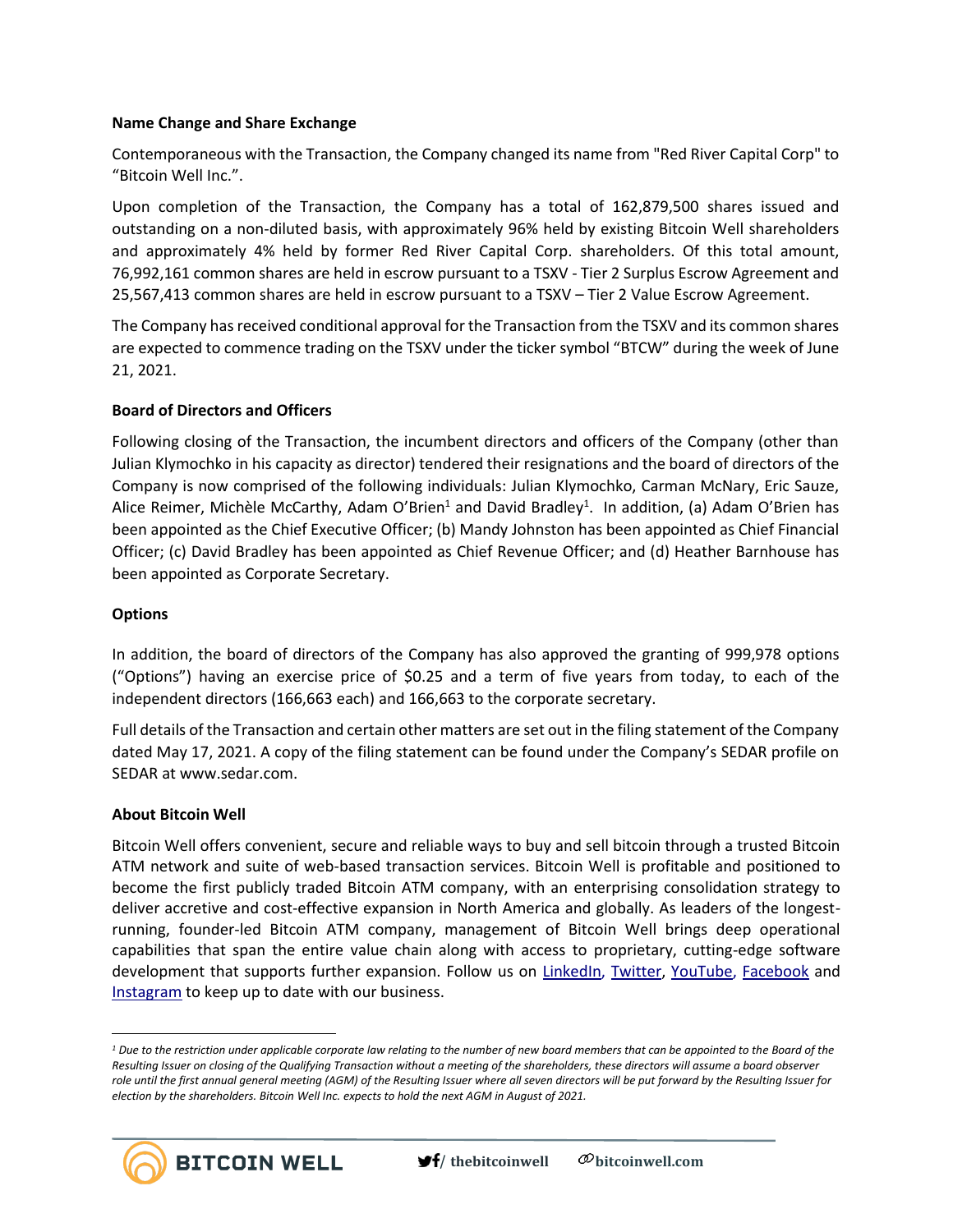**Name Change and Share Exchange**

Contemporaneous with the Transaction, the Company changed its name from "Red River Capital Corp" to "Bitcoin Well Inc.".

Upon completion of the Transaction, the Company has a total of 162,879,500 shares issued and outstanding on a non-diluted basis, with approximately 96% held by existing Bitcoin Well shareholders and approximately 4% held by former Red River Capital Corp. shareholders. Of this total amount, 76,992,161 common shares are held in escrow pursuant to a TSXV - Tier 2 Surplus Escrow Agreement and 25,567,413 common shares are held in escrow pursuant to a TSXV – Tier 2 Value Escrow Agreement.

The Company has received conditional approval for the Transaction from the TSXV and its common shares are expected to commence trading on the TSXV under the ticker symbol "BTCW" during the week of June 21, 2021.

**Board of Directors and Officers**

Following closing of the Transaction, the incumbent directors and officers of the Company (other than Julian Klymochko in his capacity as director) tendered their resignations and the board of directors of the Company is now comprised of the following individuals: Julian Klymochko, Carman McNary, Eric Sauze, Alice Reimer, Michèle McCarthy, Adam O'Brien[1] and David Bradley[1]. In addition, (a) Adam O'Brien has been appointed as the Chief Executive Officer; (b) Mandy Johnston has been appointed as Chief Financial Officer; (c) David Bradley has been appointed as Chief Revenue Officer; and (d) Heather Barnhouse has been appointed as Corporate Secretary.

**Options**

In addition, the board of directors of the Company has also approved the granting of 999,978 options ("Options") having an exercise price of $0.25 and a term of five years from today, to each of the independent directors (166,663 each) and 166,663 to the corporate secretary.

Full details of the Transaction and certain other matters are set out in the filing statement of the Company dated May 17, 2021. A copy of the filing statement can be found under the Company's SEDAR profile on SEDAR at www.sedar.com.

**About Bitcoin Well**

Bitcoin Well offers convenient, secure and reliable ways to buy and sell bitcoin through a trusted Bitcoin ATM network and suite of web-based transaction services. Bitcoin Well is profitable and positioned to become the first publicly traded Bitcoin ATM company, with an enterprising consolidation strategy to deliver accretive and cost-effective expansion in North America and globally. As leaders of the longest-running, founder-led Bitcoin ATM company, management of Bitcoin Well brings deep operational capabilities that span the entire value chain along with access to proprietary, cutting-edge software development that supports further expansion. Follow us on LinkedIn, Twitter, YouTube, Facebook and Instagram to keep up to date with our business.

---

[1] *Due to the restriction under applicable corporate law relating to the number of new board members that can be appointed to the Board of the Resulting Issuer on closing of the Qualifying Transaction without a meeting of the shareholders, these directors will assume a board observer role until the first annual general meeting (AGM) of the Resulting Issuer where all seven directors will be put forward by the Resulting Issuer for election by the shareholders. Bitcoin Well Inc. expects to hold the next AGM in August of 2021.*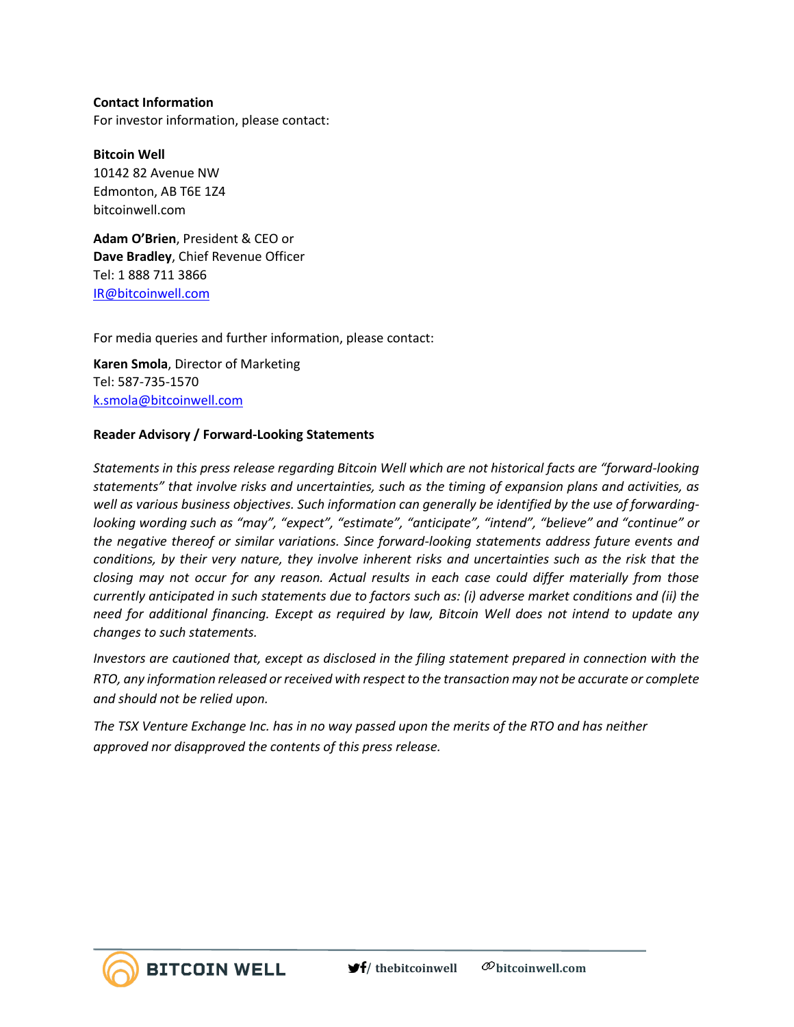**Contact Information**

For investor information, please contact:

**Bitcoin Well**
10142 82 Avenue NW
Edmonton, AB T6E 1Z4
bitcoinwell.com

**Adam O'Brien**, President & CEO or
**Dave Bradley**, Chief Revenue Officer
Tel: 1 888 711 3866
IR@bitcoinwell.com

For media queries and further information, please contact:

**Karen Smola**, Director of Marketing
Tel: 587-735-1570
k.smola@bitcoinwell.com

**Reader Advisory / Forward-Looking Statements**

*Statements in this press release regarding Bitcoin Well which are not historical facts are "forward-looking statements" that involve risks and uncertainties, such as the timing of expansion plans and activities, as well as various business objectives. Such information can generally be identified by the use of forwarding-looking wording such as "may", "expect", "estimate", "anticipate", "intend", "believe" and "continue" or the negative thereof or similar variations. Since forward-looking statements address future events and conditions, by their very nature, they involve inherent risks and uncertainties such as the risk that the closing may not occur for any reason. Actual results in each case could differ materially from those currently anticipated in such statements due to factors such as: (i) adverse market conditions and (ii) the need for additional financing. Except as required by law, Bitcoin Well does not intend to update any changes to such statements.*

*Investors are cautioned that, except as disclosed in the filing statement prepared in connection with the RTO, any information released or received with respect to the transaction may not be accurate or complete and should not be relied upon.*

*The TSX Venture Exchange Inc. has in no way passed upon the merits of the RTO and has neither approved nor disapproved the contents of this press release.*